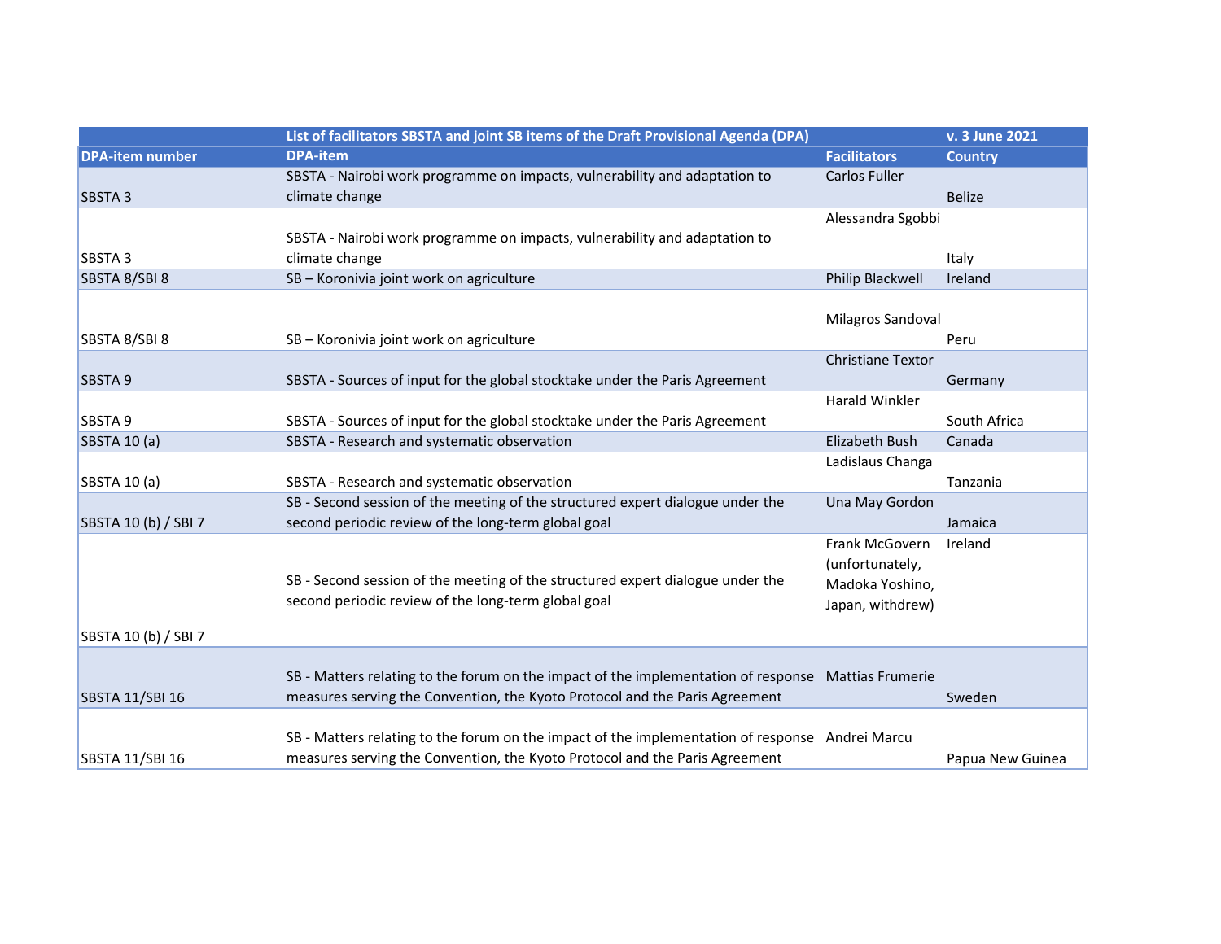|  | List of facilitators SBSTA and joint SB items of the Draft Provisional Agenda (DPA) |  | v. 3 June 2021 |
|---|---|---|---|
| **DPA-item number** | **DPA-item** | **Facilitators** | **Country** |
| SBSTA 3 | SBSTA - Nairobi work programme on impacts, vulnerability and adaptation to climate change | Carlos Fuller | Belize |
| SBSTA 3 | SBSTA - Nairobi work programme on impacts, vulnerability and adaptation to climate change | Alessandra Sgobbi | Italy |
| SBSTA 8/SBI 8 | SB – Koronivia joint work on agriculture | Philip Blackwell | Ireland |
| SBSTA 8/SBI 8 | SB – Koronivia joint work on agriculture | Milagros Sandoval | Peru |
| SBSTA 9 | SBSTA - Sources of input for the global stocktake under the Paris Agreement | Christiane Textor | Germany |
| SBSTA 9 | SBSTA - Sources of input for the global stocktake under the Paris Agreement | Harald Winkler | South Africa |
| SBSTA 10 (a) | SBSTA - Research and systematic observation | Elizabeth Bush | Canada |
| SBSTA 10 (a) | SBSTA - Research and systematic observation | Ladislaus Changa | Tanzania |
| SBSTA 10 (b) / SBI 7 | SB - Second session of the meeting of the structured expert dialogue under the second periodic review of the long-term global goal | Una May Gordon | Jamaica |
| SBSTA 10 (b) / SBI 7 | SB - Second session of the meeting of the structured expert dialogue under the second periodic review of the long-term global goal | Frank McGovern (unfortunately, Madoka Yoshino, Japan, withdrew) | Ireland |
| SBSTA 11/SBI 16 | SB - Matters relating to the forum on the impact of the implementation of response measures serving the Convention, the Kyoto Protocol and the Paris Agreement | Mattias Frumerie | Sweden |
| SBSTA 11/SBI 16 | SB - Matters relating to the forum on the impact of the implementation of response measures serving the Convention, the Kyoto Protocol and the Paris Agreement | Andrei Marcu | Papua New Guinea |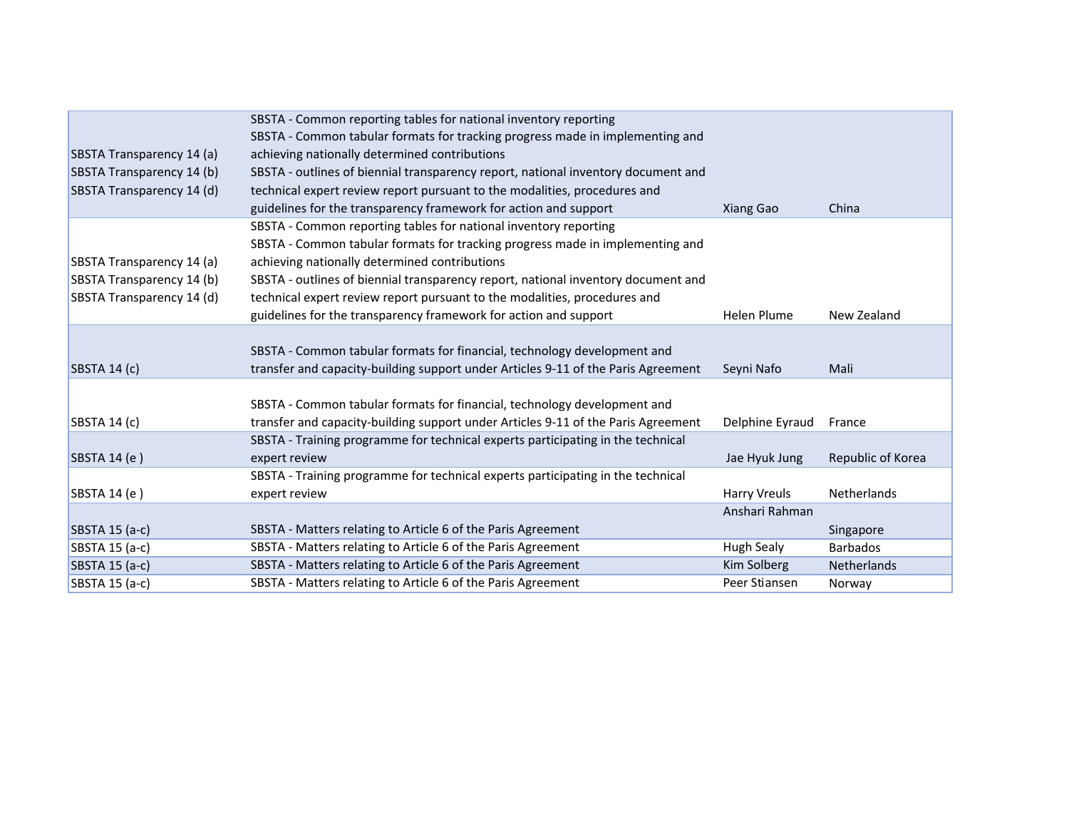| | | | |
|---|---|---|---|
| SBSTA Transparency 14 (a)<br>SBSTA Transparency 14 (b)<br>SBSTA Transparency 14 (d) | SBSTA - Common reporting tables for national inventory reporting<br>SBSTA - Common tabular formats for tracking progress made in implementing and achieving nationally determined contributions<br>SBSTA - outlines of biennial transparency report, national inventory document and technical expert review report pursuant to the modalities, procedures and guidelines for the transparency framework for action and support | Xiang Gao | China |
| SBSTA Transparency 14 (a)<br>SBSTA Transparency 14 (b)<br>SBSTA Transparency 14 (d) | SBSTA - Common reporting tables for national inventory reporting<br>SBSTA - Common tabular formats for tracking progress made in implementing and achieving nationally determined contributions<br>SBSTA - outlines of biennial transparency report, national inventory document and technical expert review report pursuant to the modalities, procedures and guidelines for the transparency framework for action and support | Helen Plume | New Zealand |
| SBSTA 14 (c) | SBSTA - Common tabular formats for financial, technology development and transfer and capacity-building support under Articles 9-11 of the Paris Agreement | Seyni Nafo | Mali |
| SBSTA 14 (c) | SBSTA - Common tabular formats for financial, technology development and transfer and capacity-building support under Articles 9-11 of the Paris Agreement | Delphine Eyraud | France |
| SBSTA 14 (e ) | SBSTA - Training programme for technical experts participating in the technical expert review | Jae Hyuk Jung | Republic of Korea |
| SBSTA 14 (e ) | SBSTA - Training programme for technical experts participating in the technical expert review | Harry Vreuls | Netherlands |
| SBSTA 15 (a-c) | SBSTA - Matters relating to Article 6 of the Paris Agreement | Anshari Rahman | Singapore |
| SBSTA 15 (a-c) | SBSTA - Matters relating to Article 6 of the Paris Agreement | Hugh Sealy | Barbados |
| SBSTA 15 (a-c) | SBSTA - Matters relating to Article 6 of the Paris Agreement | Kim Solberg | Netherlands |
| SBSTA 15 (a-c) | SBSTA - Matters relating to Article 6 of the Paris Agreement | Peer Stiansen | Norway |